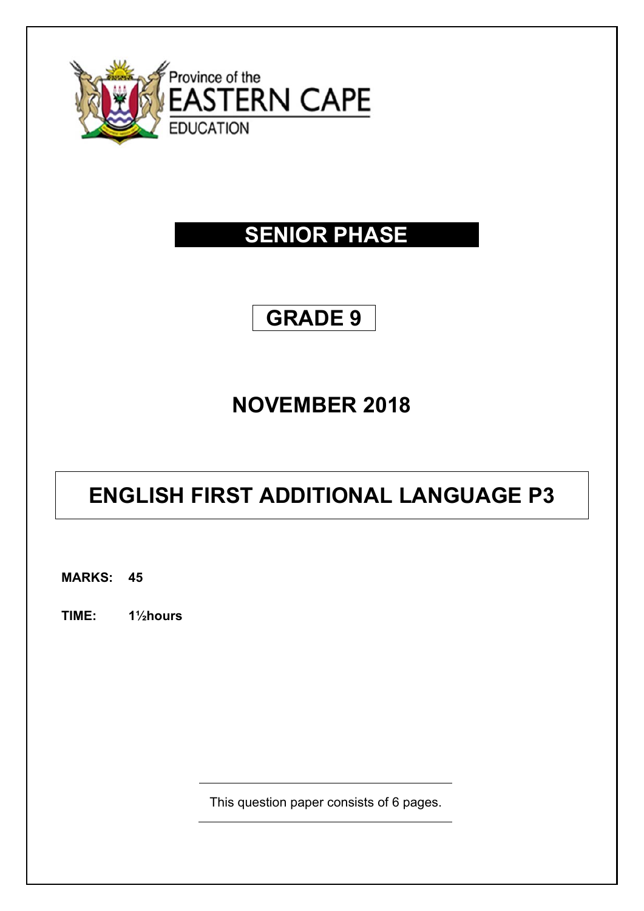Province of the

**EASTERN CAPE**

EDUCATION

# SENIOR PHASE

# GRADE 9

## NOVEMBER 2018

# ENGLISH FIRST ADDITIONAL LANGUAGE P3

**MARKS: 45**

**TIME: 1½hours**

This question paper consists of 6 pages.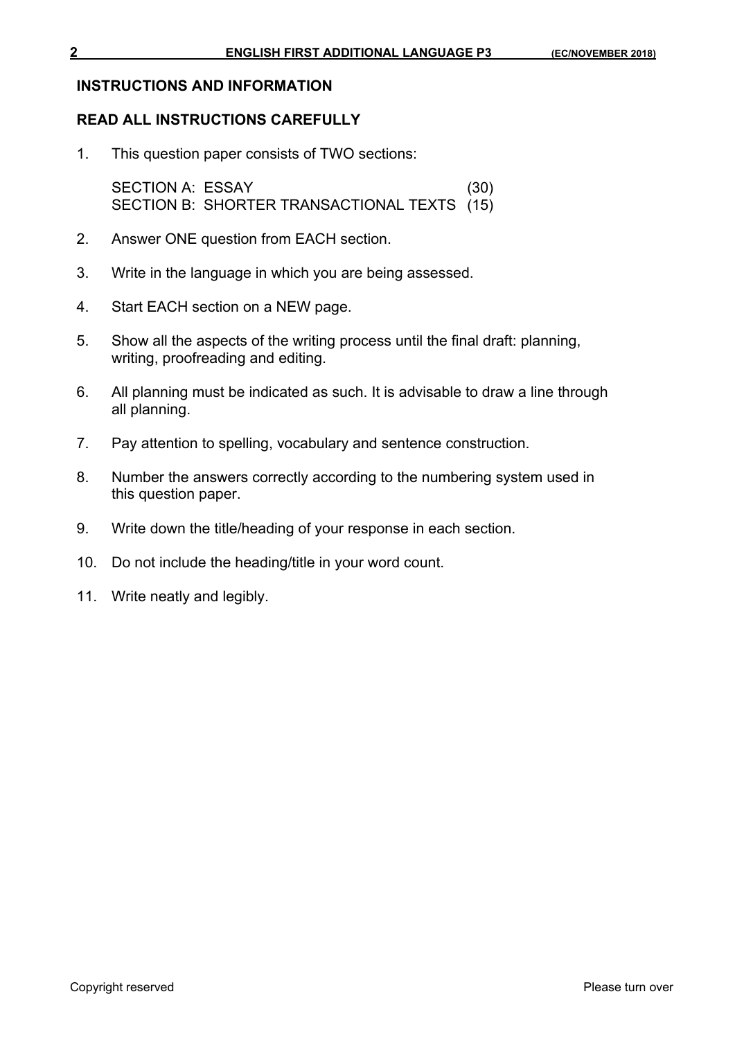## INSTRUCTIONS AND INFORMATION

### READ ALL INSTRUCTIONS CAREFULLY

1. This question paper consists of TWO sections:

   SECTION A: ESSAY (30)
   SECTION B: SHORTER TRANSACTIONAL TEXTS (15)

2. Answer ONE question from EACH section.

3. Write in the language in which you are being assessed.

4. Start EACH section on a NEW page.

5. Show all the aspects of the writing process until the final draft: planning, writing, proofreading and editing.

6. All planning must be indicated as such. It is advisable to draw a line through all planning.

7. Pay attention to spelling, vocabulary and sentence construction.

8. Number the answers correctly according to the numbering system used in this question paper.

9. Write down the title/heading of your response in each section.

10. Do not include the heading/title in your word count.

11. Write neatly and legibly.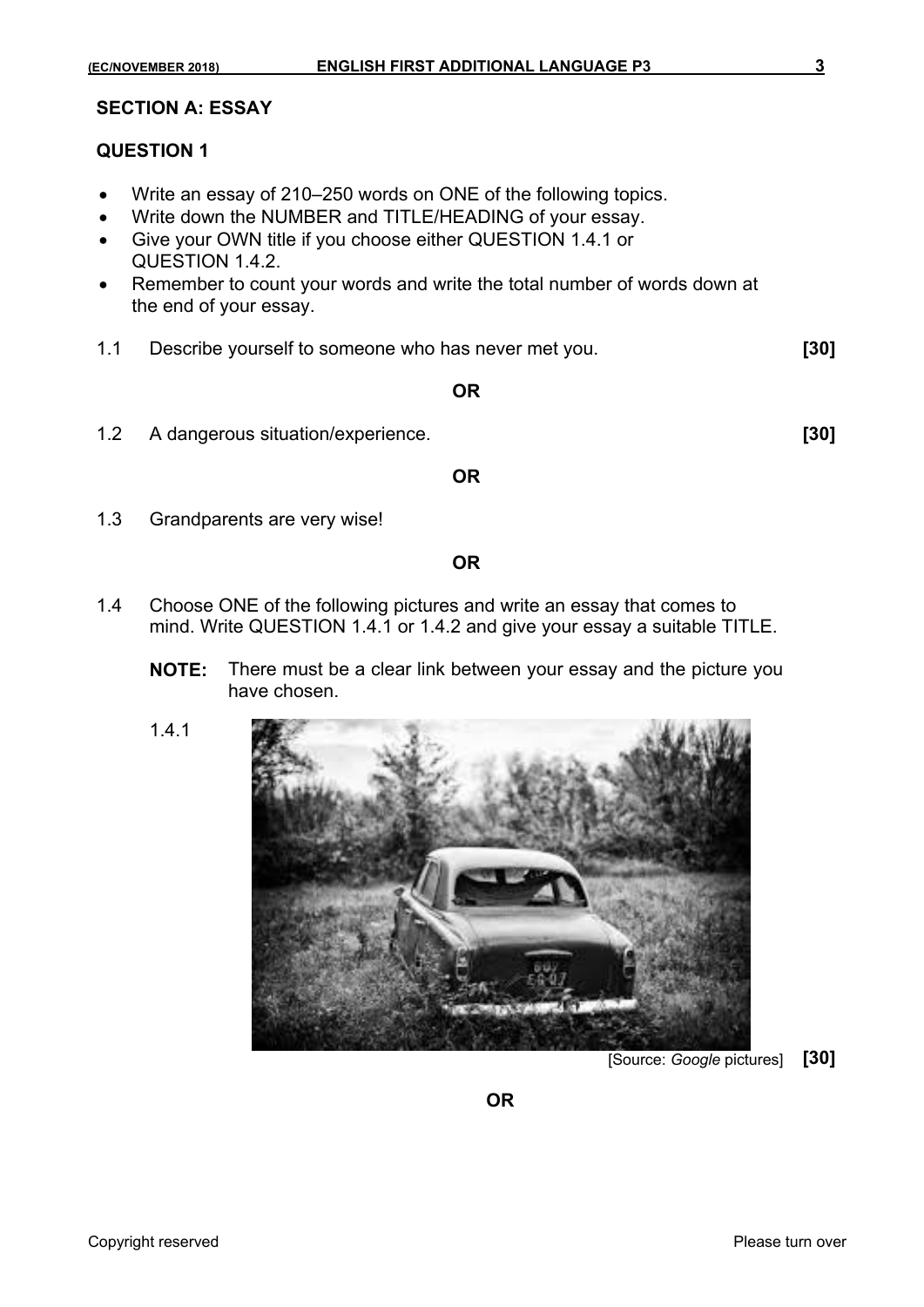## SECTION A: ESSAY

### QUESTION 1

- Write an essay of 210–250 words on ONE of the following topics.
- Write down the NUMBER and TITLE/HEADING of your essay.
- Give your OWN title if you choose either QUESTION 1.4.1 or QUESTION 1.4.2.
- Remember to count your words and write the total number of words down at the end of your essay.

1.1 Describe yourself to someone who has never met you. **[30]**

**OR**

1.2 A dangerous situation/experience. **[30]**

**OR**

1.3 Grandparents are very wise!

**OR**

1.4 Choose ONE of the following pictures and write an essay that comes to mind. Write QUESTION 1.4.1 or 1.4.2 and give your essay a suitable TITLE.

**NOTE:** There must be a clear link between your essay and the picture you have chosen.

1.4.1

[Source: *Google* pictures] **[30]**

**OR**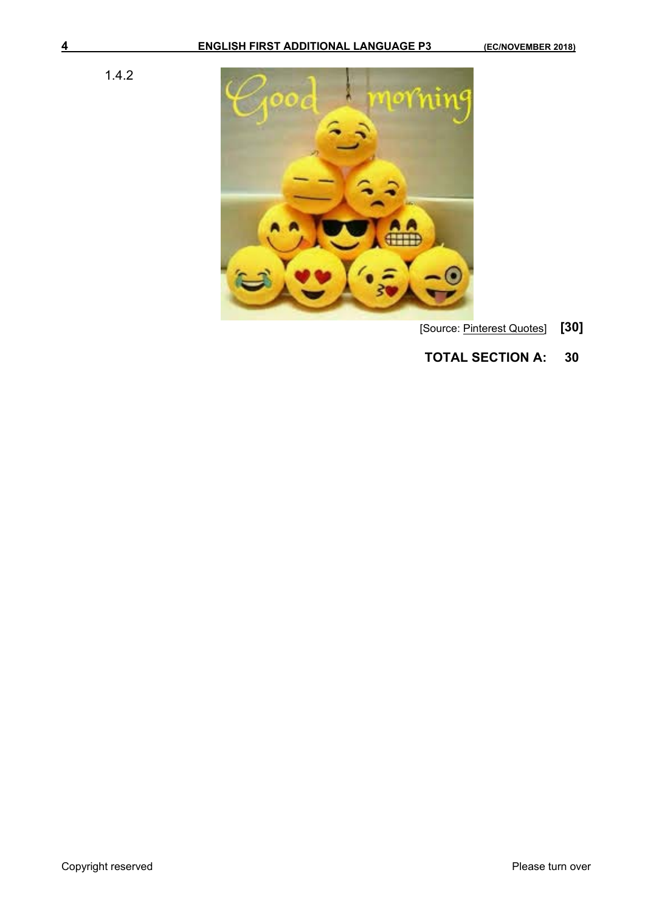1.4.2

[Source: Pinterest Quotes] **[30]**

**TOTAL SECTION A: 30**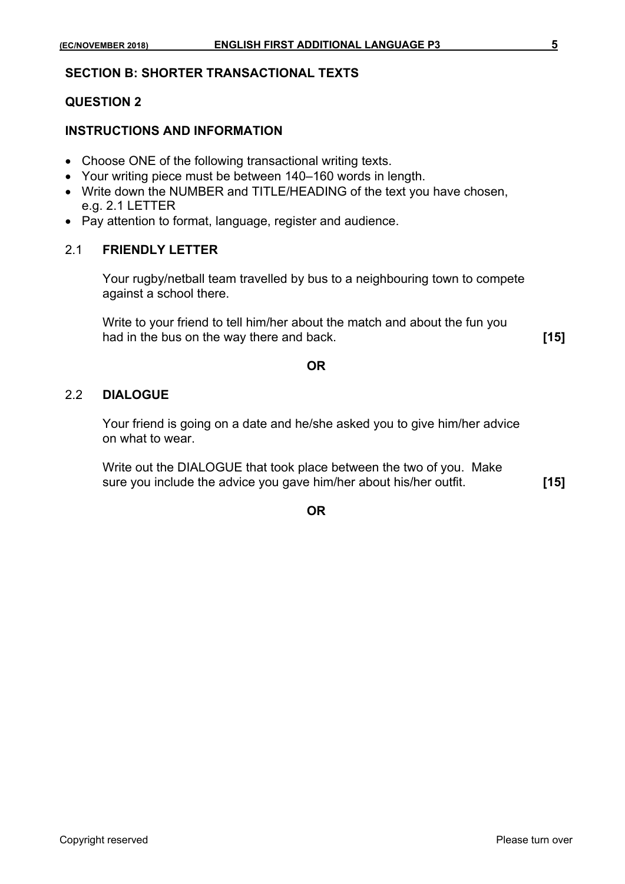## SECTION B: SHORTER TRANSACTIONAL TEXTS

### QUESTION 2

### INSTRUCTIONS AND INFORMATION

- Choose ONE of the following transactional writing texts.
- Your writing piece must be between 140–160 words in length.
- Write down the NUMBER and TITLE/HEADING of the text you have chosen, e.g. 2.1 LETTER
- Pay attention to format, language, register and audience.

2.1 **FRIENDLY LETTER**

Your rugby/netball team travelled by bus to a neighbouring town to compete against a school there.

Write to your friend to tell him/her about the match and about the fun you had in the bus on the way there and back. **[15]**

**OR**

2.2 **DIALOGUE**

Your friend is going on a date and he/she asked you to give him/her advice on what to wear.

Write out the DIALOGUE that took place between the two of you. Make sure you include the advice you gave him/her about his/her outfit. **[15]**

**OR**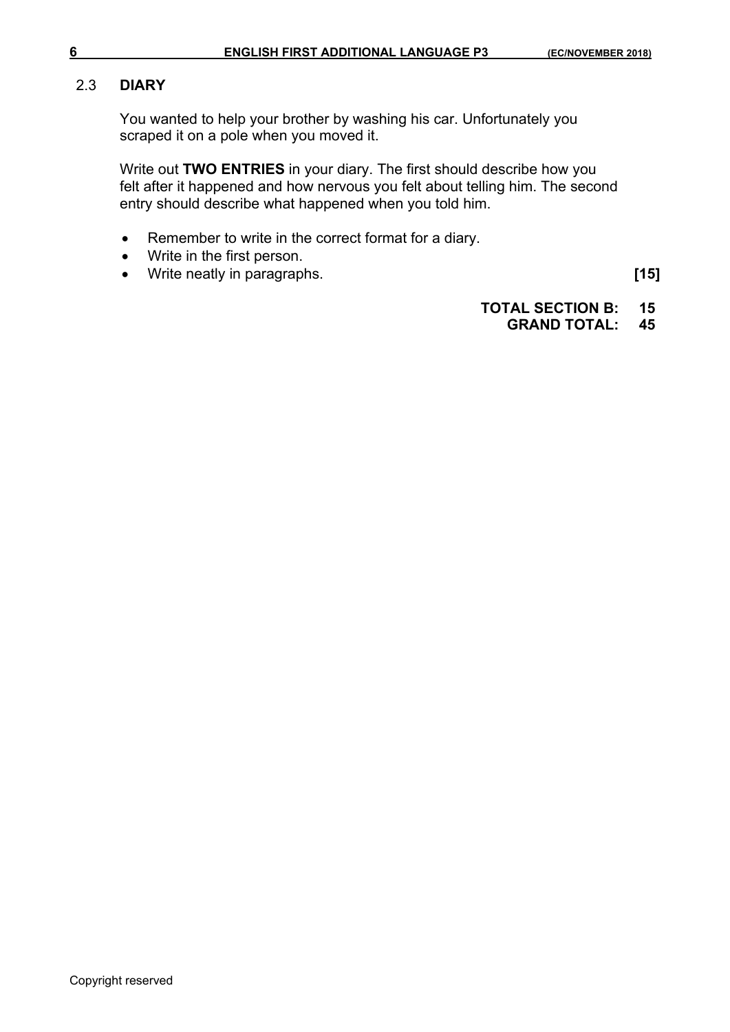## 2.3 DIARY

You wanted to help your brother by washing his car. Unfortunately you scraped it on a pole when you moved it.

Write out **TWO ENTRIES** in your diary. The first should describe how you felt after it happened and how nervous you felt about telling him. The second entry should describe what happened when you told him.

- Remember to write in the correct format for a diary.
- Write in the first person.
- Write neatly in paragraphs. **[15]**

**TOTAL SECTION B: 15**
**GRAND TOTAL: 45**

Copyright reserved